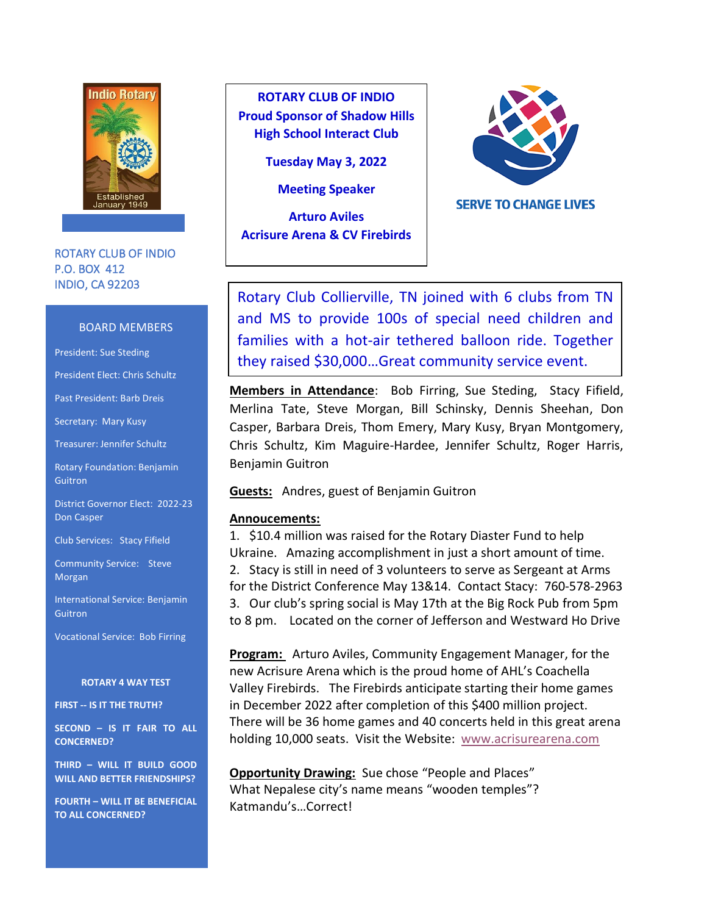Indio Rotary
Established January 1949

**ROTARY CLUB OF INDIO**
**Proud Sponsor of Shadow Hills High School Interact Club**

**Tuesday May 3, 2022**

**Meeting Speaker**

**Arturo Aviles**
**Acrisure Arena & CV Firebirds**

SERVE TO CHANGE LIVES

ROTARY CLUB OF INDIO
P.O. BOX 412
INDIO, CA 92203

## BOARD MEMBERS

President: Sue Steding

President Elect: Chris Schultz

Past President: Barb Dreis

Secretary: Mary Kusy

Treasurer: Jennifer Schultz

Rotary Foundation: Benjamin Guitron

District Governor Elect: 2022-23 Don Casper

Club Services: Stacy Fifield

Community Service: Steve Morgan

International Service: Benjamin Guitron

Vocational Service: Bob Firring

**ROTARY 4 WAY TEST**

**FIRST -- IS IT THE TRUTH?**

**SECOND – IS IT FAIR TO ALL CONCERNED?**

**THIRD – WILL IT BUILD GOOD WILL AND BETTER FRIENDSHIPS?**

**FOURTH – WILL IT BE BENEFICIAL TO ALL CONCERNED?**

Rotary Club Collierville, TN joined with 6 clubs from TN and MS to provide 100s of special need children and families with a hot-air tethered balloon ride. Together they raised $30,000…Great community service event.

**Members in Attendance**: Bob Firring, Sue Steding, Stacy Fifield, Merlina Tate, Steve Morgan, Bill Schinsky, Dennis Sheehan, Don Casper, Barbara Dreis, Thom Emery, Mary Kusy, Bryan Montgomery, Chris Schultz, Kim Maguire-Hardee, Jennifer Schultz, Roger Harris, Benjamin Guitron

**Guests:** Andres, guest of Benjamin Guitron

**Annoucements:**

1. $10.4 million was raised for the Rotary Diaster Fund to help Ukraine. Amazing accomplishment in just a short amount of time.
2. Stacy is still in need of 3 volunteers to serve as Sergeant at Arms for the District Conference May 13&14. Contact Stacy: 760-578-2963
3. Our club's spring social is May 17th at the Big Rock Pub from 5pm to 8 pm. Located on the corner of Jefferson and Westward Ho Drive

**Program:** Arturo Aviles, Community Engagement Manager, for the new Acrisure Arena which is the proud home of AHL's Coachella Valley Firebirds. The Firebirds anticipate starting their home games in December 2022 after completion of this $400 million project. There will be 36 home games and 40 concerts held in this great arena holding 10,000 seats. Visit the Website: www.acrisurearena.com

**Opportunity Drawing:** Sue chose "People and Places" What Nepalese city's name means "wooden temples"? Katmandu's…Correct!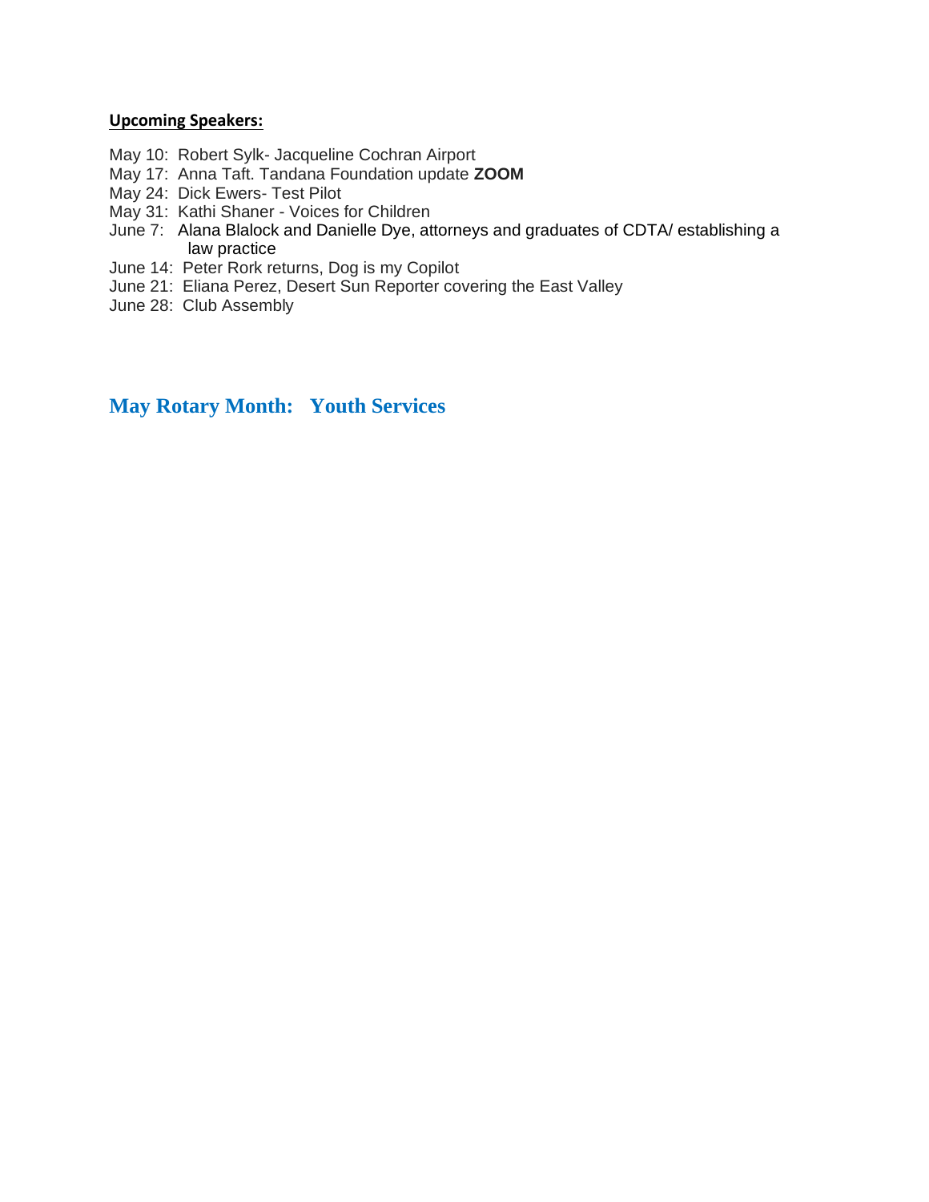**Upcoming Speakers:**

May 10: Robert Sylk- Jacqueline Cochran Airport
May 17: Anna Taft. Tandana Foundation update **ZOOM**
May 24: Dick Ewers- Test Pilot
May 31: Kathi Shaner - Voices for Children
June 7: Alana Blalock and Danielle Dye, attorneys and graduates of CDTA/ establishing a law practice
June 14: Peter Rork returns, Dog is my Copilot
June 21: Eliana Perez, Desert Sun Reporter covering the East Valley
June 28: Club Assembly

## May Rotary Month: Youth Services